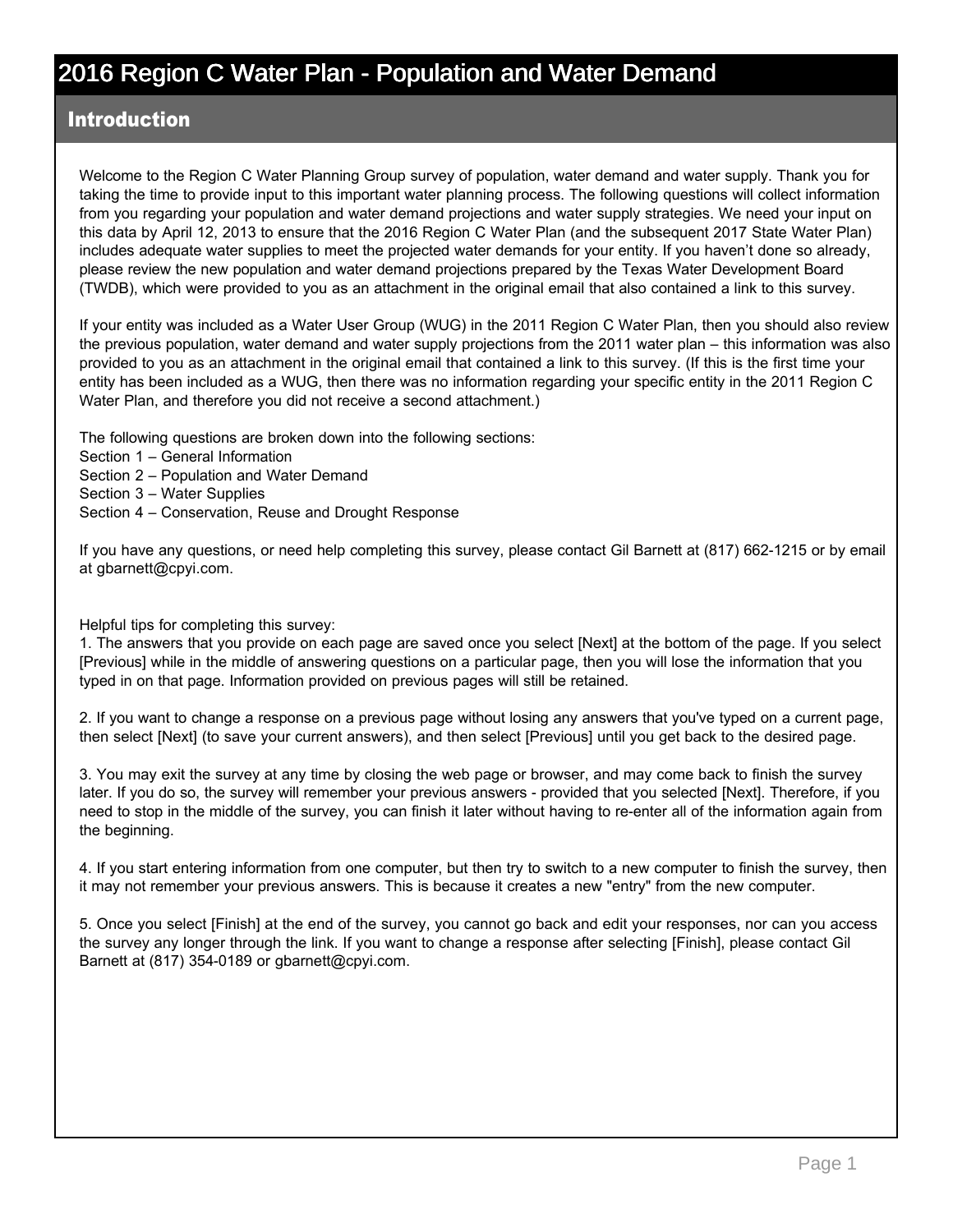# 2016 Region C Water Plan - Population and Water Demand

## Introduction

Welcome to the Region C Water Planning Group survey of population, water demand and water supply. Thank you for taking the time to provide input to this important water planning process. The following questions will collect information from you regarding your population and water demand projections and water supply strategies. We need your input on this data by April 12, 2013 to ensure that the 2016 Region C Water Plan (and the subsequent 2017 State Water Plan) includes adequate water supplies to meet the projected water demands for your entity. If you haven't done so already, please review the new population and water demand projections prepared by the Texas Water Development Board (TWDB), which were provided to you as an attachment in the original email that also contained a link to this survey.

If your entity was included as a Water User Group (WUG) in the 2011 Region C Water Plan, then you should also review the previous population, water demand and water supply projections from the 2011 water plan – this information was also provided to you as an attachment in the original email that contained a link to this survey. (If this is the first time your entity has been included as a WUG, then there was no information regarding your specific entity in the 2011 Region C Water Plan, and therefore you did not receive a second attachment.)

The following questions are broken down into the following sections:
Section 1 – General Information
Section 2 – Population and Water Demand
Section 3 – Water Supplies
Section 4 – Conservation, Reuse and Drought Response

If you have any questions, or need help completing this survey, please contact Gil Barnett at (817) 662-1215 or by email at gbarnett@cpyi.com.

Helpful tips for completing this survey:

1. The answers that you provide on each page are saved once you select [Next] at the bottom of the page. If you select [Previous] while in the middle of answering questions on a particular page, then you will lose the information that you typed in on that page. Information provided on previous pages will still be retained.

2. If you want to change a response on a previous page without losing any answers that you've typed on a current page, then select [Next] (to save your current answers), and then select [Previous] until you get back to the desired page.

3. You may exit the survey at any time by closing the web page or browser, and may come back to finish the survey later. If you do so, the survey will remember your previous answers - provided that you selected [Next]. Therefore, if you need to stop in the middle of the survey, you can finish it later without having to re-enter all of the information again from the beginning.

4. If you start entering information from one computer, but then try to switch to a new computer to finish the survey, then it may not remember your previous answers. This is because it creates a new "entry" from the new computer.

5. Once you select [Finish] at the end of the survey, you cannot go back and edit your responses, nor can you access the survey any longer through the link. If you want to change a response after selecting [Finish], please contact Gil Barnett at (817) 354-0189 or gbarnett@cpyi.com.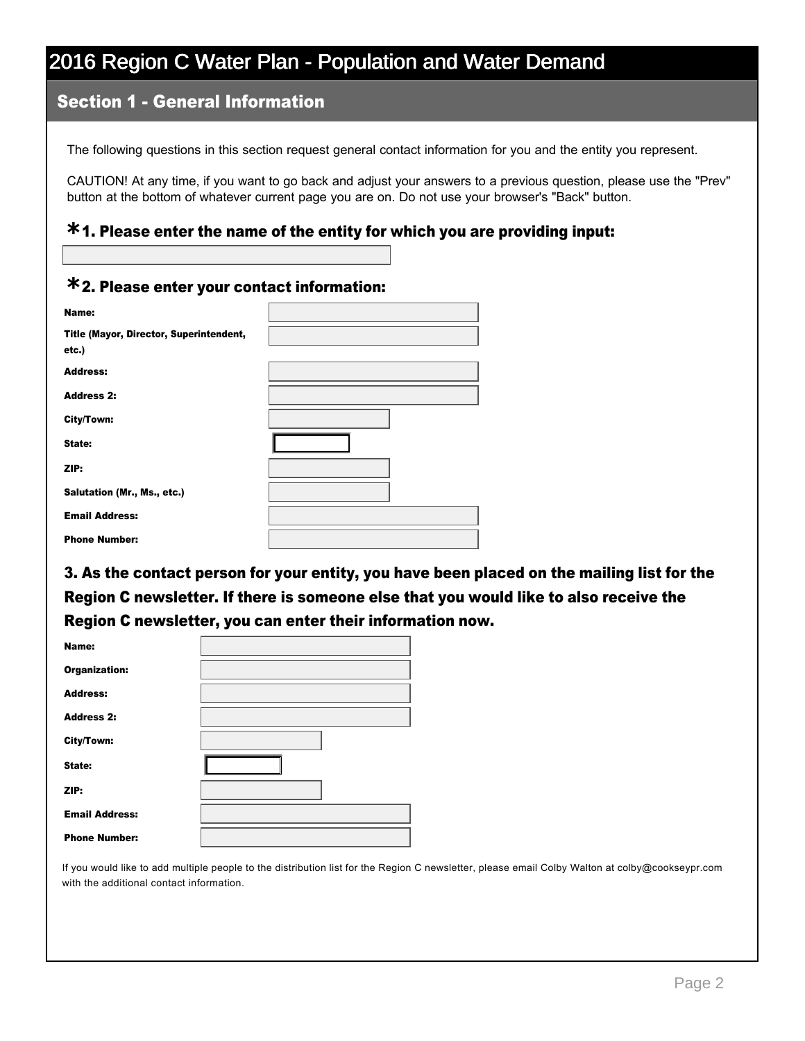# 2016 Region C Water Plan - Population and Water Demand

## Section 1 - General Information

The following questions in this section request general contact information for you and the entity you represent.

CAUTION! At any time, if you want to go back and adjust your answers to a previous question, please use the "Prev" button at the bottom of whatever current page you are on. Do not use your browser's "Back" button.

### *1. Please enter the name of the entity for which you are providing input:

### *2. Please enter your contact information:

**Name:**

**Title (Mayor, Director, Superintendent, etc.)**

**Address:**

**Address 2:**

**City/Town:**

**State:**

**ZIP:**

**Salutation (Mr., Ms., etc.)**

**Email Address:**

**Phone Number:**

### 3. As the contact person for your entity, you have been placed on the mailing list for the Region C newsletter. If there is someone else that you would like to also receive the Region C newsletter, you can enter their information now.

**Name:**

**Organization:**

**Address:**

**Address 2:**

**City/Town:**

**State:**

**ZIP:**

**Email Address:**

**Phone Number:**

If you would like to add multiple people to the distribution list for the Region C newsletter, please email Colby Walton at colby@cookseypr.com with the additional contact information.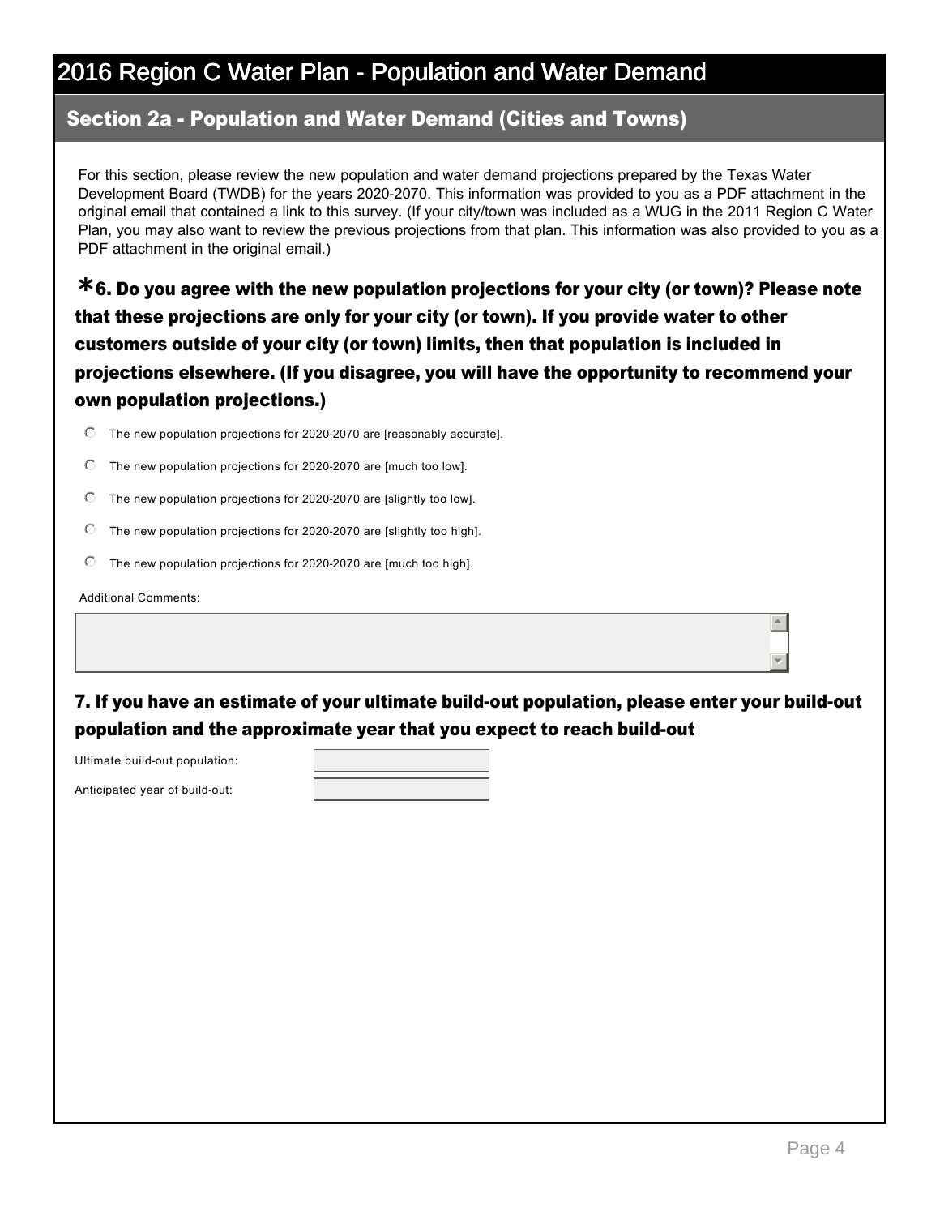# 2016 Region C Water Plan - Population and Water Demand

## Section 2a - Population and Water Demand (Cities and Towns)

For this section, please review the new population and water demand projections prepared by the Texas Water Development Board (TWDB) for the years 2020-2070. This information was provided to you as a PDF attachment in the original email that contained a link to this survey. (If your city/town was included as a WUG in the 2011 Region C Water Plan, you may also want to review the previous projections from that plan. This information was also provided to you as a PDF attachment in the original email.)

### *6. Do you agree with the new population projections for your city (or town)? Please note that these projections are only for your city (or town). If you provide water to other customers outside of your city (or town) limits, then that population is included in projections elsewhere. (If you disagree, you will have the opportunity to recommend your own population projections.)

- The new population projections for 2020-2070 are [reasonably accurate].
- The new population projections for 2020-2070 are [much too low].
- The new population projections for 2020-2070 are [slightly too low].
- The new population projections for 2020-2070 are [slightly too high].
- The new population projections for 2020-2070 are [much too high].

Additional Comments:

### 7. If you have an estimate of your ultimate build-out population, please enter your build-out population and the approximate year that you expect to reach build-out

Ultimate build-out population:

Anticipated year of build-out: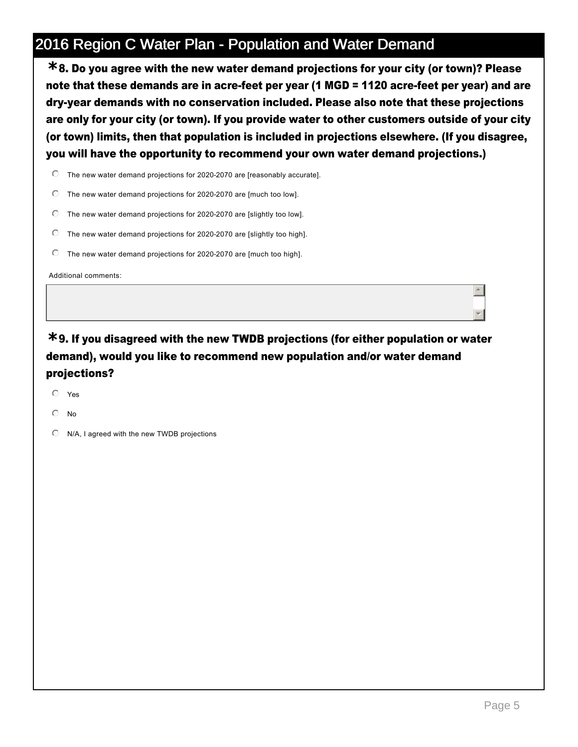# 2016 Region C Water Plan - Population and Water Demand

**\*8. Do you agree with the new water demand projections for your city (or town)? Please note that these demands are in acre-feet per year (1 MGD = 1120 acre-feet per year) and are dry-year demands with no conservation included. Please also note that these projections are only for your city (or town). If you provide water to other customers outside of your city (or town) limits, then that population is included in projections elsewhere. (If you disagree, you will have the opportunity to recommend your own water demand projections.)**

- The new water demand projections for 2020-2070 are [reasonably accurate].
- The new water demand projections for 2020-2070 are [much too low].
- The new water demand projections for 2020-2070 are [slightly too low].
- The new water demand projections for 2020-2070 are [slightly too high].
- The new water demand projections for 2020-2070 are [much too high].

Additional comments:

**\*9. If you disagreed with the new TWDB projections (for either population or water demand), would you like to recommend new population and/or water demand projections?**

- Yes
- No
- N/A, I agreed with the new TWDB projections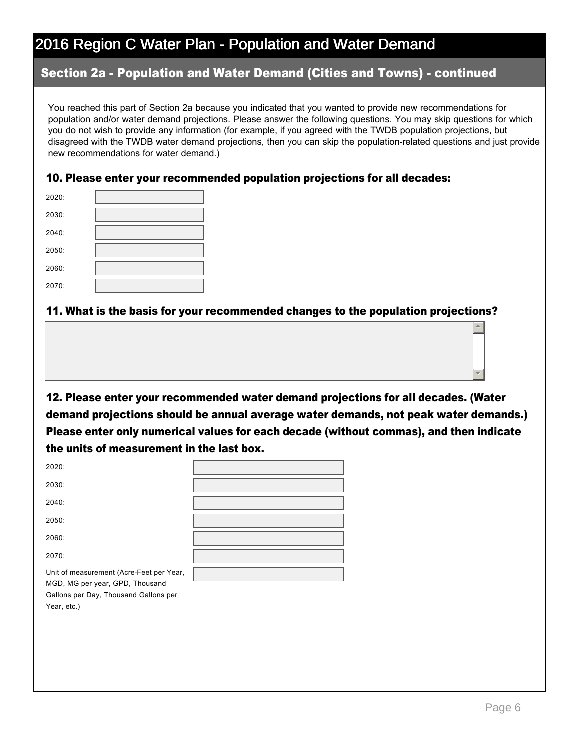# 2016 Region C Water Plan - Population and Water Demand

## Section 2a - Population and Water Demand (Cities and Towns) - continued

You reached this part of Section 2a because you indicated that you wanted to provide new recommendations for population and/or water demand projections. Please answer the following questions. You may skip questions for which you do not wish to provide any information (for example, if you agreed with the TWDB population projections, but disagreed with the TWDB water demand projections, then you can skip the population-related questions and just provide new recommendations for water demand.)

### 10. Please enter your recommended population projections for all decades:

2020:

2030:

2040:

2050:

2060:

2070:

### 11. What is the basis for your recommended changes to the population projections?

### 12. Please enter your recommended water demand projections for all decades. (Water demand projections should be annual average water demands, not peak water demands.) Please enter only numerical values for each decade (without commas), and then indicate the units of measurement in the last box.

2020:

2030:

2040:

2050:

2060:

2070:

Unit of measurement (Acre-Feet per Year, MGD, MG per year, GPD, Thousand Gallons per Day, Thousand Gallons per Year, etc.)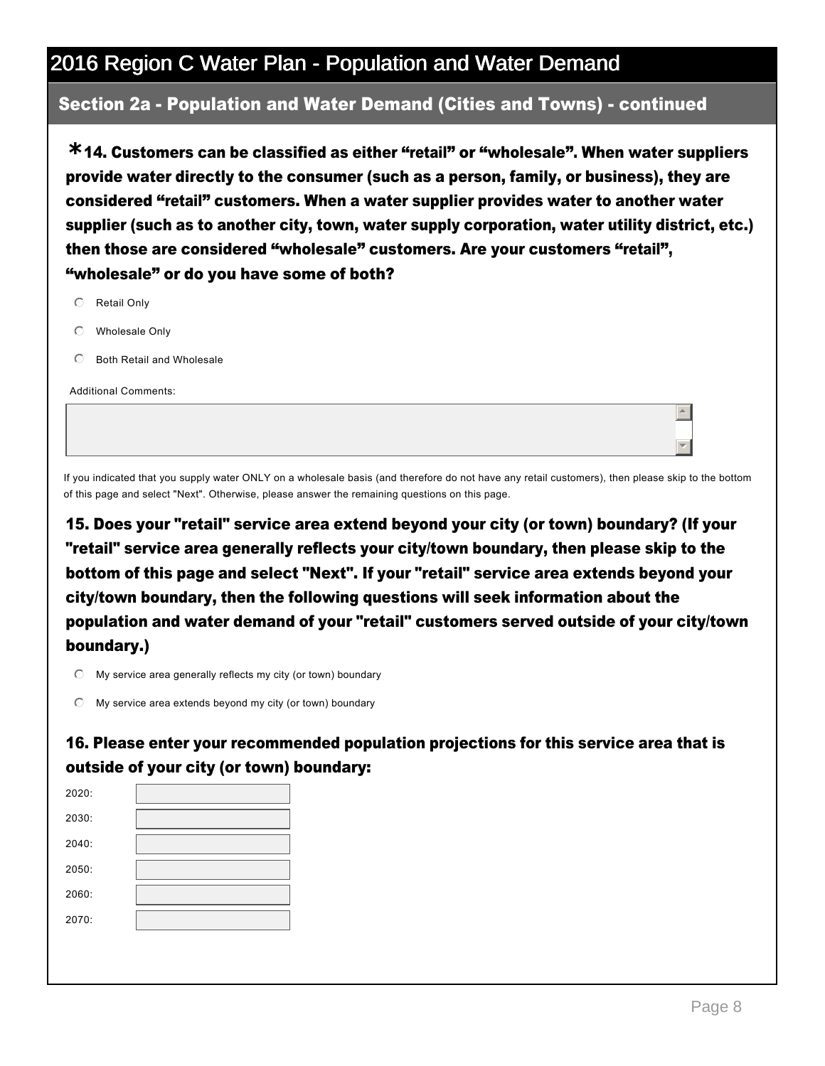# 2016 Region C Water Plan - Population and Water Demand

## Section 2a - Population and Water Demand (Cities and Towns) - continued

**\*14. Customers can be classified as either "retail" or "wholesale". When water suppliers provide water directly to the consumer (such as a person, family, or business), they are considered "retail" customers. When a water supplier provides water to another water supplier (such as to another city, town, water supply corporation, water utility district, etc.) then those are considered "wholesale" customers. Are your customers "retail", "wholesale" or do you have some of both?**

- ○ Retail Only
- ○ Wholesale Only
- ○ Both Retail and Wholesale

Additional Comments:

If you indicated that you supply water ONLY on a wholesale basis (and therefore do not have any retail customers), then please skip to the bottom of this page and select "Next". Otherwise, please answer the remaining questions on this page.

**15. Does your "retail" service area extend beyond your city (or town) boundary? (If your "retail" service area generally reflects your city/town boundary, then please skip to the bottom of this page and select "Next". If your "retail" service area extends beyond your city/town boundary, then the following questions will seek information about the population and water demand of your "retail" customers served outside of your city/town boundary.)**

- ○ My service area generally reflects my city (or town) boundary
- ○ My service area extends beyond my city (or town) boundary

**16. Please enter your recommended population projections for this service area that is outside of your city (or town) boundary:**

2020:

2030:

2040:

2050:

2060:

2070: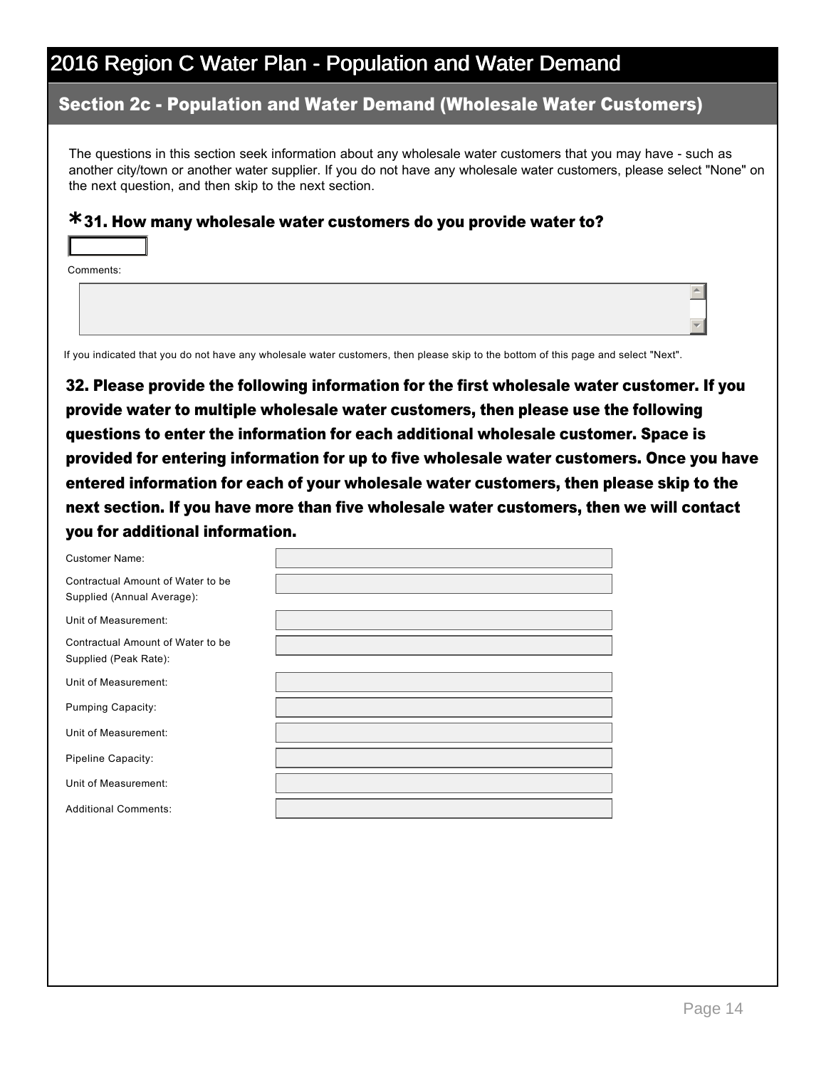# 2016 Region C Water Plan - Population and Water Demand

## Section 2c - Population and Water Demand (Wholesale Water Customers)

The questions in this section seek information about any wholesale water customers that you may have - such as another city/town or another water supplier. If you do not have any wholesale water customers, please select "None" on the next question, and then skip to the next section.

### *31. How many wholesale water customers do you provide water to?

Comments:

If you indicated that you do not have any wholesale water customers, then please skip to the bottom of this page and select "Next".

### 32. Please provide the following information for the first wholesale water customer. If you provide water to multiple wholesale water customers, then please use the following questions to enter the information for each additional wholesale customer. Space is provided for entering information for up to five wholesale water customers. Once you have entered information for each of your wholesale water customers, then please skip to the next section. If you have more than five wholesale water customers, then we will contact you for additional information.

Customer Name:

Contractual Amount of Water to be Supplied (Annual Average):

Unit of Measurement:

Contractual Amount of Water to be Supplied (Peak Rate):

Unit of Measurement:

Pumping Capacity:

Unit of Measurement:

Pipeline Capacity:

Unit of Measurement:

Additional Comments: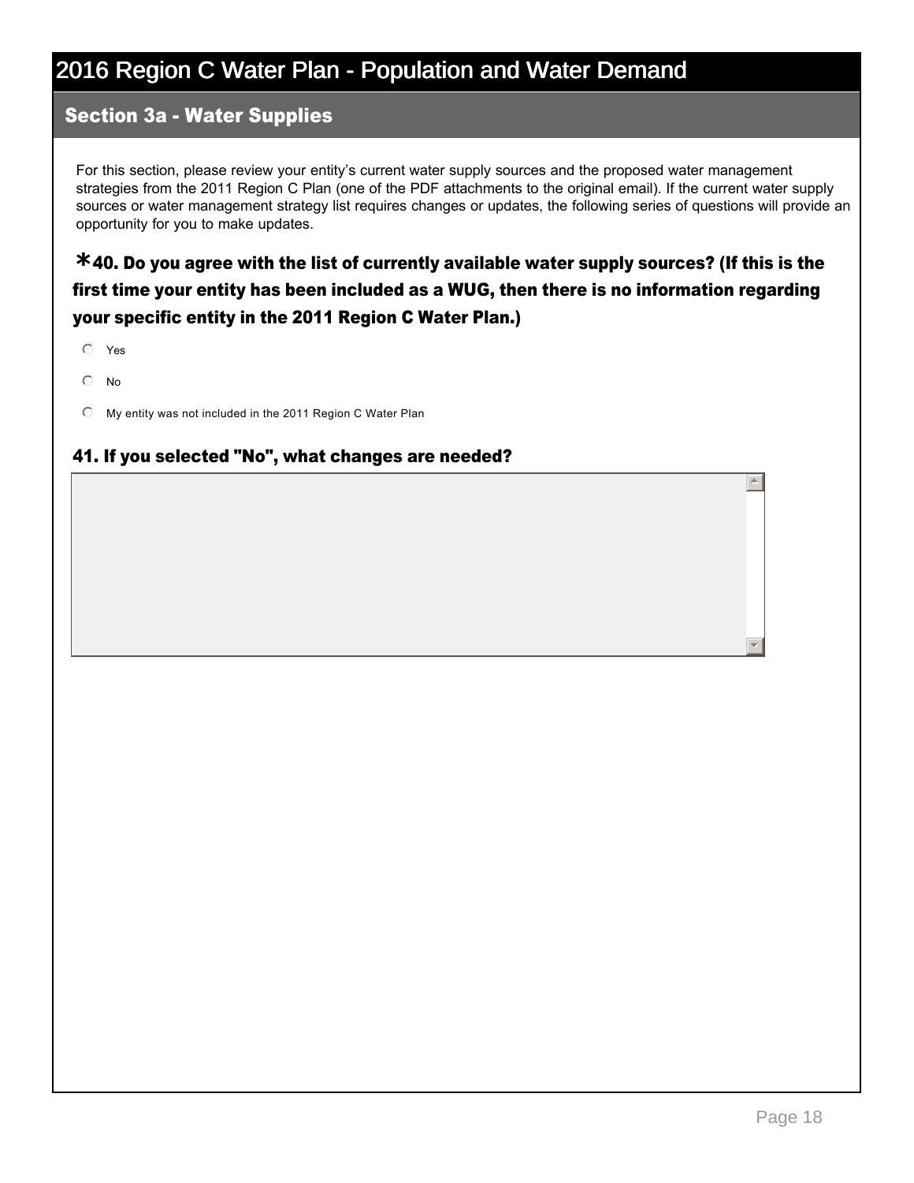# 2016 Region C Water Plan - Population and Water Demand

## Section 3a - Water Supplies

For this section, please review your entity's current water supply sources and the proposed water management strategies from the 2011 Region C Plan (one of the PDF attachments to the original email). If the current water supply sources or water management strategy list requires changes or updates, the following series of questions will provide an opportunity for you to make updates.

### *40. Do you agree with the list of currently available water supply sources? (If this is the first time your entity has been included as a WUG, then there is no information regarding your specific entity in the 2011 Region C Water Plan.)

- Yes
- No
- My entity was not included in the 2011 Region C Water Plan

### 41. If you selected "No", what changes are needed?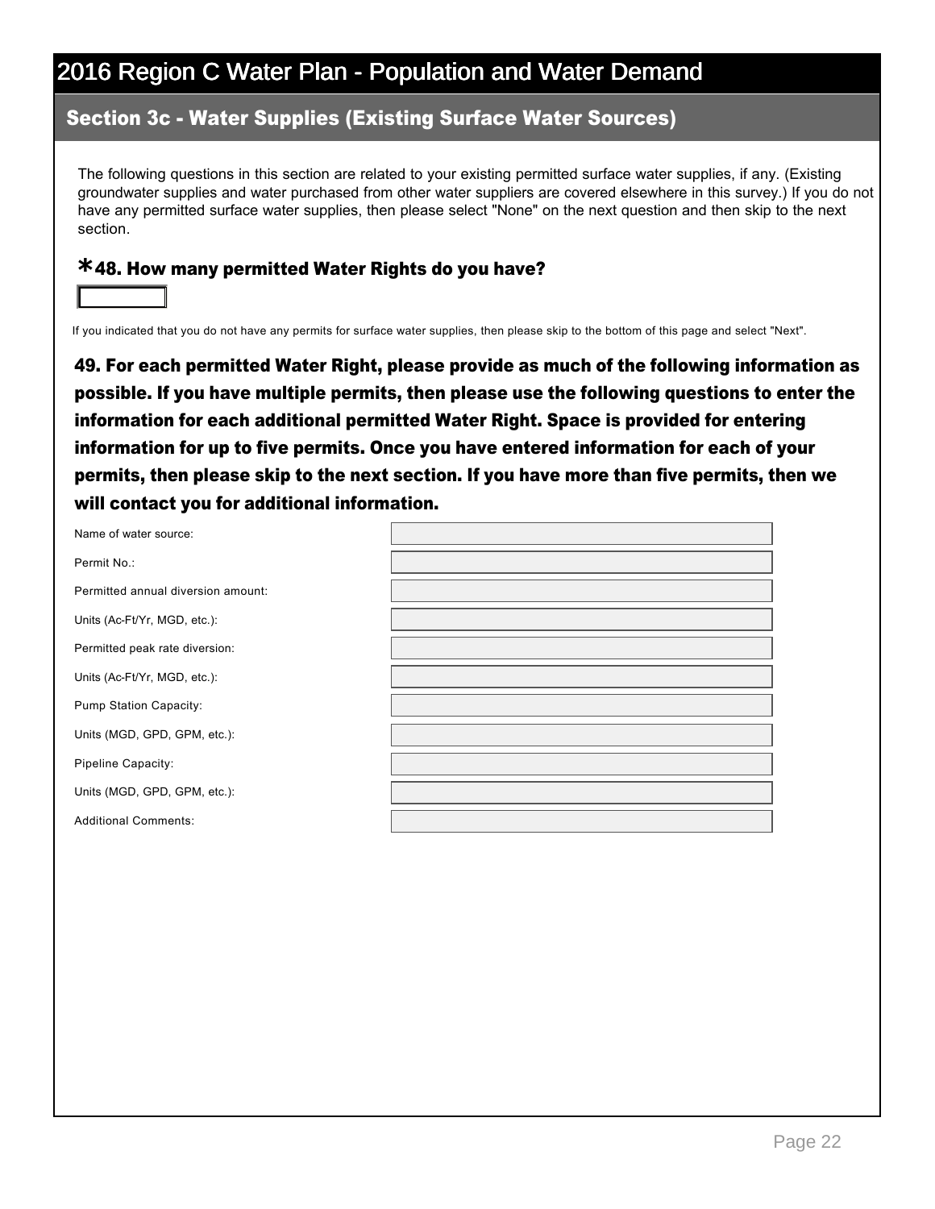# 2016 Region C Water Plan - Population and Water Demand

## Section 3c - Water Supplies (Existing Surface Water Sources)

The following questions in this section are related to your existing permitted surface water supplies, if any. (Existing groundwater supplies and water purchased from other water suppliers are covered elsewhere in this survey.) If you do not have any permitted surface water supplies, then please select "None" on the next question and then skip to the next section.

### *48. How many permitted Water Rights do you have?

If you indicated that you do not have any permits for surface water supplies, then please skip to the bottom of this page and select "Next".

### 49. For each permitted Water Right, please provide as much of the following information as possible. If you have multiple permits, then please use the following questions to enter the information for each additional permitted Water Right. Space is provided for entering information for up to five permits. Once you have entered information for each of your permits, then please skip to the next section. If you have more than five permits, then we will contact you for additional information.

| | |
|---|---|
| Name of water source: | |
| Permit No.: | |
| Permitted annual diversion amount: | |
| Units (Ac-Ft/Yr, MGD, etc.): | |
| Permitted peak rate diversion: | |
| Units (Ac-Ft/Yr, MGD, etc.): | |
| Pump Station Capacity: | |
| Units (MGD, GPD, GPM, etc.): | |
| Pipeline Capacity: | |
| Units (MGD, GPD, GPM, etc.): | |
| Additional Comments: | |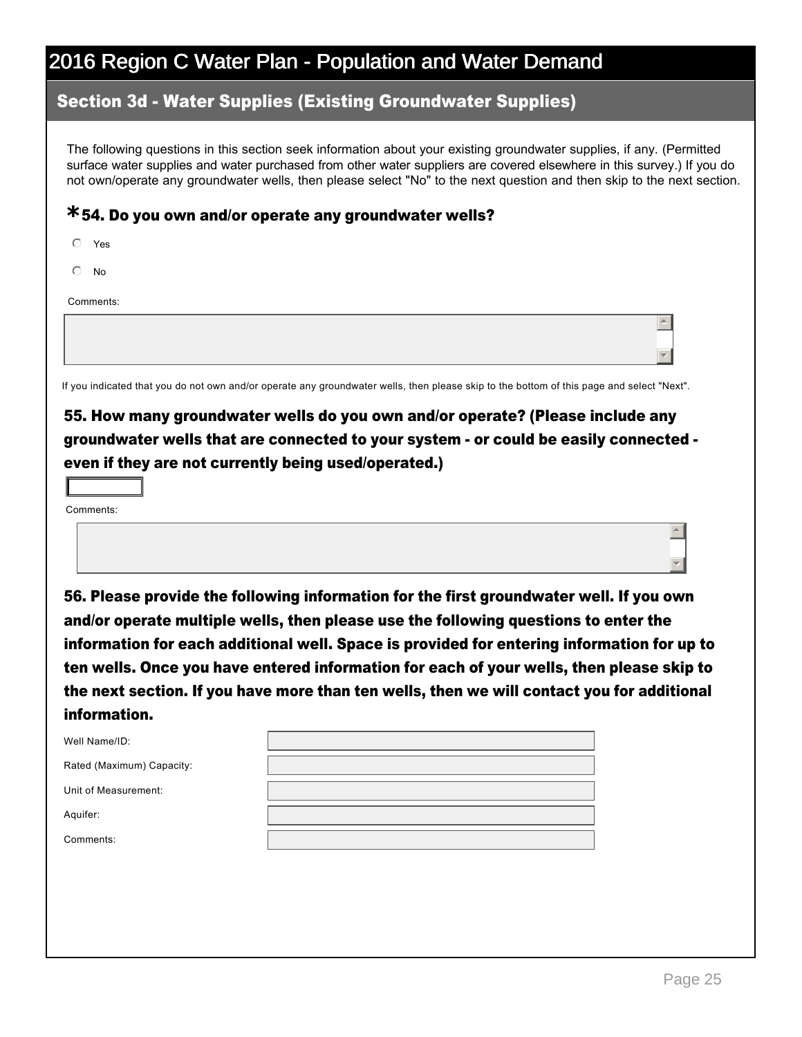# 2016 Region C Water Plan - Population and Water Demand

## Section 3d - Water Supplies (Existing Groundwater Supplies)

The following questions in this section seek information about your existing groundwater supplies, if any. (Permitted surface water supplies and water purchased from other water suppliers are covered elsewhere in this survey.) If you do not own/operate any groundwater wells, then please select "No" to the next question and then skip to the next section.

### *54. Do you own and/or operate any groundwater wells?

- Yes
- No

Comments:

If you indicated that you do not own and/or operate any groundwater wells, then please skip to the bottom of this page and select "Next".

### 55. How many groundwater wells do you own and/or operate? (Please include any groundwater wells that are connected to your system - or could be easily connected - even if they are not currently being used/operated.)

Comments:

### 56. Please provide the following information for the first groundwater well. If you own and/or operate multiple wells, then please use the following questions to enter the information for each additional well. Space is provided for entering information for up to ten wells. Once you have entered information for each of your wells, then please skip to the next section. If you have more than ten wells, then we will contact you for additional information.

Well Name/ID:

Rated (Maximum) Capacity:

Unit of Measurement:

Aquifer:

Comments: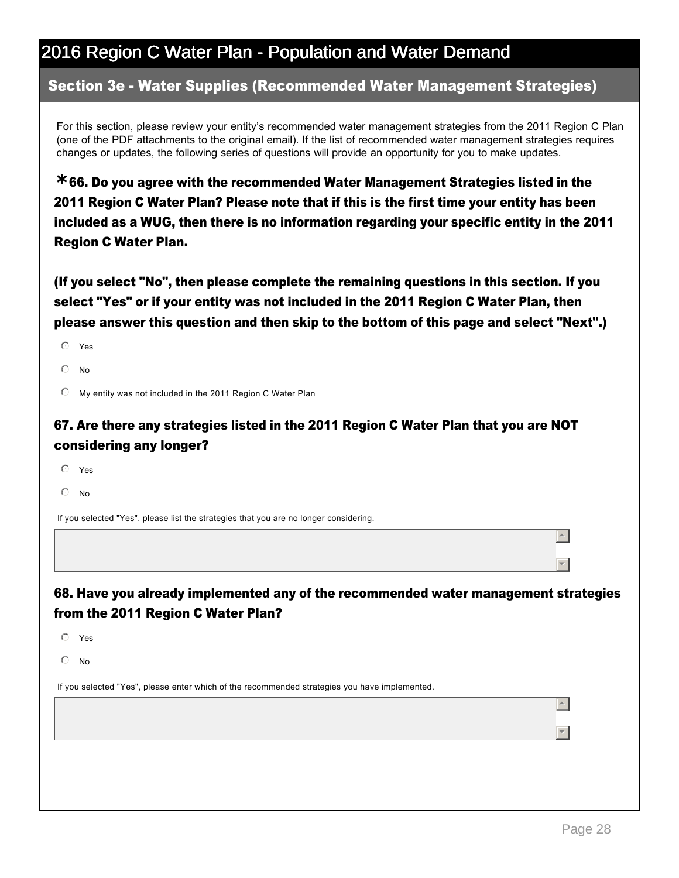# 2016 Region C Water Plan - Population and Water Demand

## Section 3e - Water Supplies (Recommended Water Management Strategies)

For this section, please review your entity's recommended water management strategies from the 2011 Region C Plan (one of the PDF attachments to the original email). If the list of recommended water management strategies requires changes or updates, the following series of questions will provide an opportunity for you to make updates.

**\*66. Do you agree with the recommended Water Management Strategies listed in the 2011 Region C Water Plan? Please note that if this is the first time your entity has been included as a WUG, then there is no information regarding your specific entity in the 2011 Region C Water Plan.**

**(If you select "No", then please complete the remaining questions in this section. If you select "Yes" or if your entity was not included in the 2011 Region C Water Plan, then please answer this question and then skip to the bottom of this page and select "Next".)**

- ○ Yes
- ○ No
- ○ My entity was not included in the 2011 Region C Water Plan

**67. Are there any strategies listed in the 2011 Region C Water Plan that you are NOT considering any longer?**

- ○ Yes
- ○ No

If you selected "Yes", please list the strategies that you are no longer considering.

[ ]

**68. Have you already implemented any of the recommended water management strategies from the 2011 Region C Water Plan?**

- ○ Yes
- ○ No

If you selected "Yes", please enter which of the recommended strategies you have implemented.

[ ]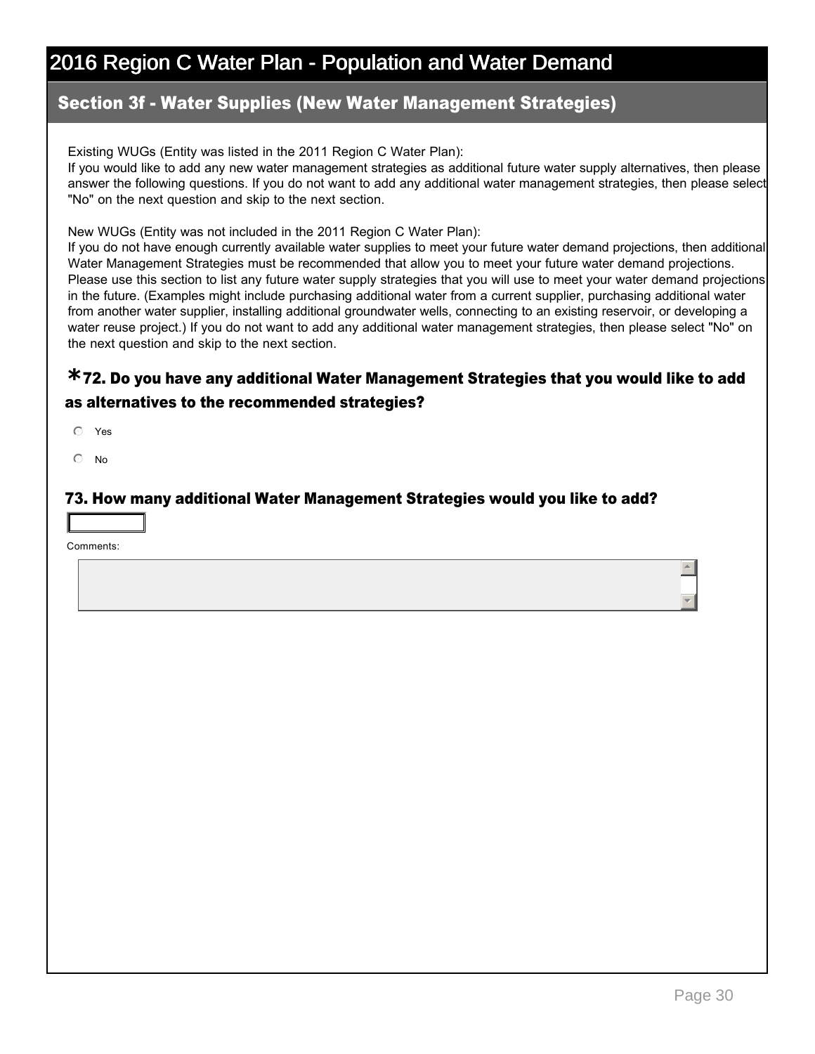# 2016 Region C Water Plan - Population and Water Demand

## Section 3f - Water Supplies (New Water Management Strategies)

Existing WUGs (Entity was listed in the 2011 Region C Water Plan):
If you would like to add any new water management strategies as additional future water supply alternatives, then please answer the following questions. If you do not want to add any additional water management strategies, then please select "No" on the next question and skip to the next section.

New WUGs (Entity was not included in the 2011 Region C Water Plan):
If you do not have enough currently available water supplies to meet your future water demand projections, then additional Water Management Strategies must be recommended that allow you to meet your future water demand projections. Please use this section to list any future water supply strategies that you will use to meet your water demand projections in the future. (Examples might include purchasing additional water from a current supplier, purchasing additional water from another water supplier, installing additional groundwater wells, connecting to an existing reservoir, or developing a water reuse project.) If you do not want to add any additional water management strategies, then please select "No" on the next question and skip to the next section.

### *72. Do you have any additional Water Management Strategies that you would like to add as alternatives to the recommended strategies?

- ○ Yes
- ○ No

### 73. How many additional Water Management Strategies would you like to add?

[ ]

Comments:

[ ]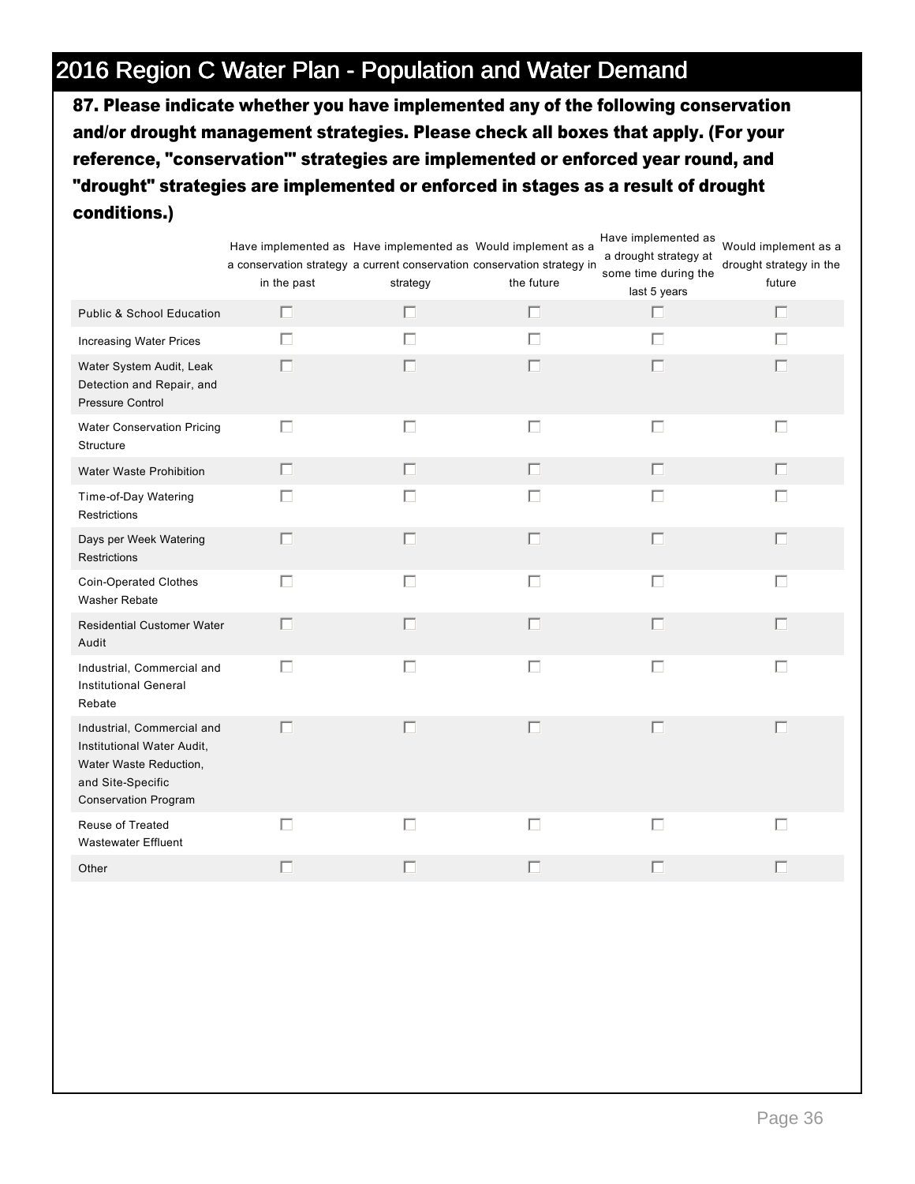# 2016 Region C Water Plan - Population and Water Demand

**87. Please indicate whether you have implemented any of the following conservation and/or drought management strategies. Please check all boxes that apply. (For your reference, "conservation"' strategies are implemented or enforced year round, and "drought" strategies are implemented or enforced in stages as a result of drought conditions.)**

| | Have implemented as a conservation strategy in the past | Have implemented as a current conservation strategy | Would implement as a conservation strategy in the future | Have implemented as a drought strategy at some time during the last 5 years | Would implement as a drought strategy in the future |
|---|---|---|---|---|---|
| Public & School Education | ☐ | ☐ | ☐ | ☐ | ☐ |
| Increasing Water Prices | ☐ | ☐ | ☐ | ☐ | ☐ |
| Water System Audit, Leak Detection and Repair, and Pressure Control | ☐ | ☐ | ☐ | ☐ | ☐ |
| Water Conservation Pricing Structure | ☐ | ☐ | ☐ | ☐ | ☐ |
| Water Waste Prohibition | ☐ | ☐ | ☐ | ☐ | ☐ |
| Time-of-Day Watering Restrictions | ☐ | ☐ | ☐ | ☐ | ☐ |
| Days per Week Watering Restrictions | ☐ | ☐ | ☐ | ☐ | ☐ |
| Coin-Operated Clothes Washer Rebate | ☐ | ☐ | ☐ | ☐ | ☐ |
| Residential Customer Water Audit | ☐ | ☐ | ☐ | ☐ | ☐ |
| Industrial, Commercial and Institutional General Rebate | ☐ | ☐ | ☐ | ☐ | ☐ |
| Industrial, Commercial and Institutional Water Audit, Water Waste Reduction, and Site-Specific Conservation Program | ☐ | ☐ | ☐ | ☐ | ☐ |
| Reuse of Treated Wastewater Effluent | ☐ | ☐ | ☐ | ☐ | ☐ |
| Other | ☐ | ☐ | ☐ | ☐ | ☐ |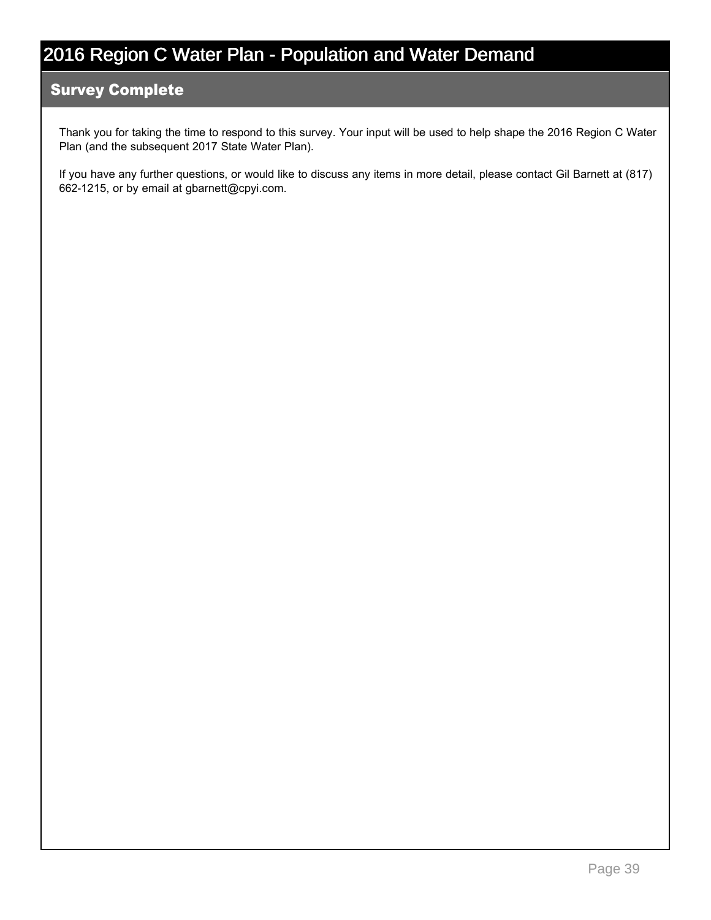# 2016 Region C Water Plan - Population and Water Demand

## Survey Complete

Thank you for taking the time to respond to this survey. Your input will be used to help shape the 2016 Region C Water Plan (and the subsequent 2017 State Water Plan).

If you have any further questions, or would like to discuss any items in more detail, please contact Gil Barnett at (817) 662-1215, or by email at gbarnett@cpyi.com.